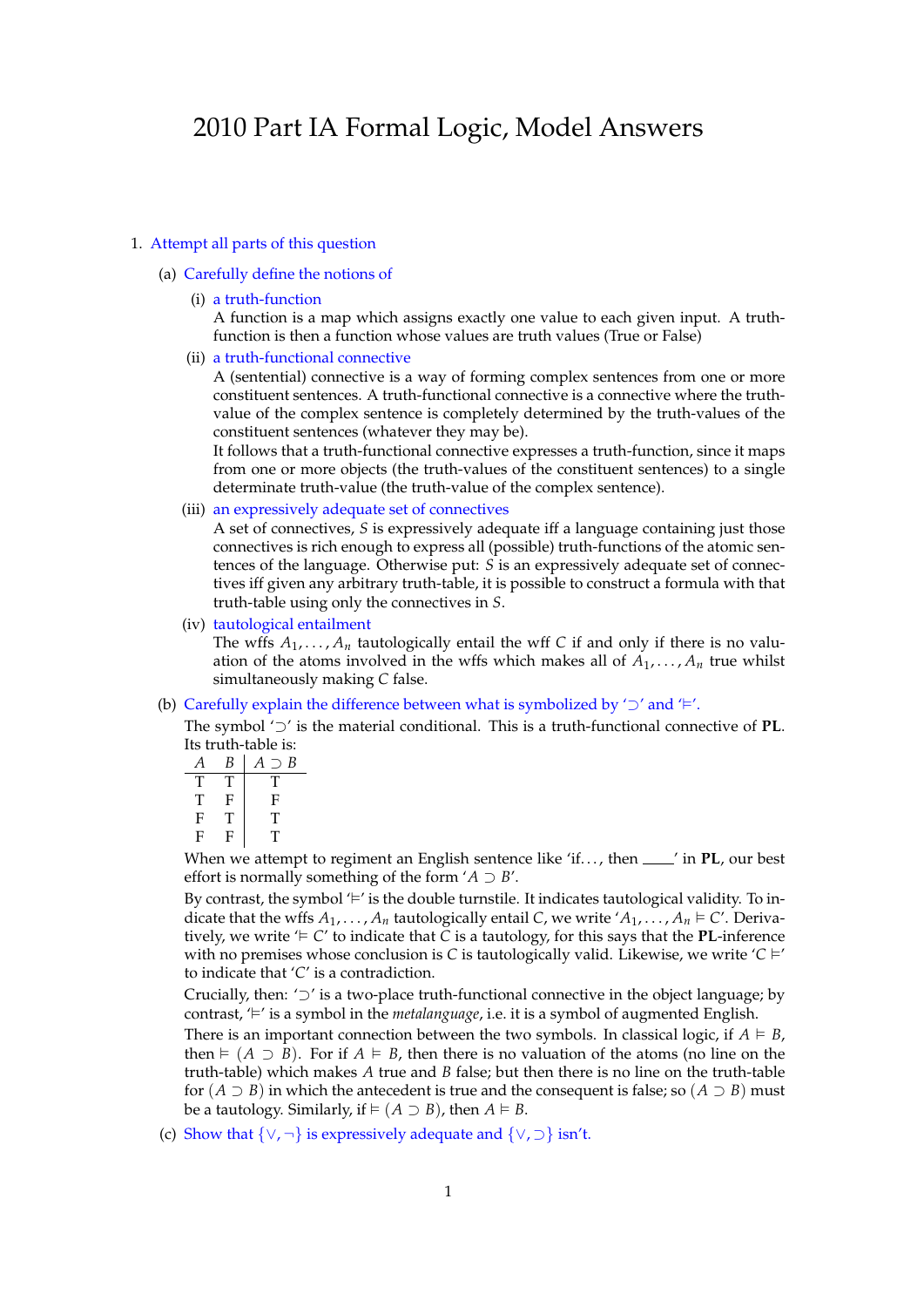# 2010 Part IA Formal Logic, Model Answers

1. Attempt all parts of this question

   (a) Carefully define the notions of

   (i) a truth-function

   A function is a map which assigns exactly one value to each given input. A truth-function is then a function whose values are truth values (True or False)

   (ii) a truth-functional connective

   A (sentential) connective is a way of forming complex sentences from one or more constituent sentences. A truth-functional connective is a connective where the truth-value of the complex sentence is completely determined by the truth-values of the constituent sentences (whatever they may be).

   It follows that a truth-functional connective expresses a truth-function, since it maps from one or more objects (the truth-values of the constituent sentences) to a single determinate truth-value (the truth-value of the complex sentence).

   (iii) an expressively adequate set of connectives

   A set of connectives, $S$ is expressively adequate iff a language containing just those connectives is rich enough to express all (possible) truth-functions of the atomic sentences of the language. Otherwise put: $S$ is an expressively adequate set of connectives iff given any arbitrary truth-table, it is possible to construct a formula with that truth-table using only the connectives in $S$.

   (iv) tautological entailment

   The wffs $A_1, \ldots, A_n$ tautologically entail the wff $C$ if and only if there is no valuation of the atoms involved in the wffs which makes all of $A_1, \ldots, A_n$ true whilst simultaneously making $C$ false.

   (b) Carefully explain the difference between what is symbolized by '$\supset$' and '$\vDash$'.

   The symbol '$\supset$' is the material conditional. This is a truth-functional connective of **PL**. Its truth-table is:

| $A$ | $B$ | $A \supset B$ |
|---|---|---|
| T | T | T |
| T | F | F |
| F | T | T |
| F | F | T |

   When we attempt to regiment an English sentence like 'if..., then \_\_\_\_' in **PL**, our best effort is normally something of the form '$A \supset B$'.

   By contrast, the symbol '$\vDash$' is the double turnstile. It indicates tautological validity. To indicate that the wffs $A_1, \ldots, A_n$ tautologically entail $C$, we write '$A_1, \ldots, A_n \vDash C$'. Derivatively, we write '$\vDash C$' to indicate that $C$ is a tautology, for this says that the **PL**-inference with no premises whose conclusion is $C$ is tautologically valid. Likewise, we write '$C \vDash$' to indicate that '$C$' is a contradiction.

   Crucially, then: '$\supset$' is a two-place truth-functional connective in the object language; by contrast, '$\vDash$' is a symbol in the *metalanguage*, i.e. it is a symbol of augmented English.

   There is an important connection between the two symbols. In classical logic, if $A \vDash B$, then $\vDash (A \supset B)$. For if $A \vDash B$, then there is no valuation of the atoms (no line on the truth-table) which makes $A$ true and $B$ false; but then there is no line on the truth-table for $(A \supset B)$ in which the antecedent is true and the consequent is false; so $(A \supset B)$ must be a tautology. Similarly, if $\vDash (A \supset B)$, then $A \vDash B$.

   (c) Show that $\{\vee, \neg\}$ is expressively adequate and $\{\vee, \supset\}$ isn't.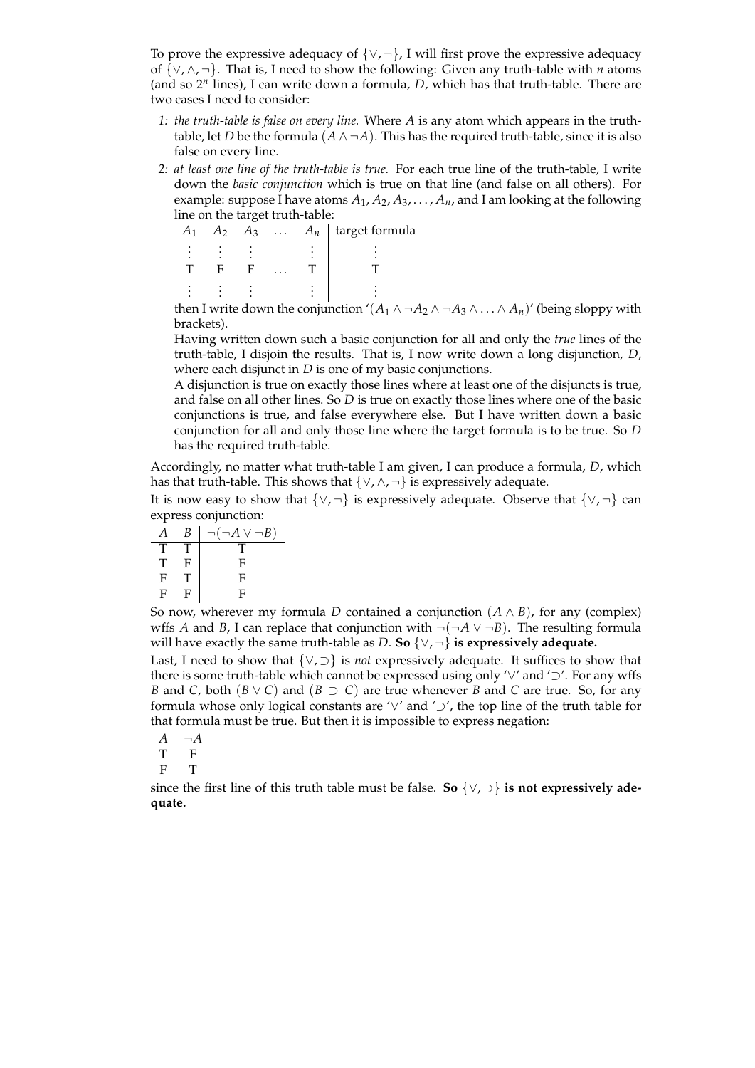To prove the expressive adequacy of $\{\vee, \neg\}$, I will first prove the expressive adequacy of $\{\vee, \wedge, \neg\}$. That is, I need to show the following: Given any truth-table with $n$ atoms (and so $2^n$ lines), I can write down a formula, $D$, which has that truth-table. There are two cases I need to consider:

1: *the truth-table is false on every line.* Where $A$ is any atom which appears in the truth-table, let $D$ be the formula $(A \wedge \neg A)$. This has the required truth-table, since it is also false on every line.

2: *at least one line of the truth-table is true.* For each true line of the truth-table, I write down the *basic conjunction* which is true on that line (and false on all others). For example: suppose I have atoms $A_1, A_2, A_3, \ldots, A_n$, and I am looking at the following line on the target truth-table:

| $A_1$ | $A_2$ | $A_3$ | $\ldots$ | $A_n$ | target formula |
|---|---|---|---|---|---|
| $\vdots$ | $\vdots$ | $\vdots$ | | $\vdots$ | $\vdots$ |
| T | F | F | $\ldots$ | T | T |
| $\vdots$ | $\vdots$ | $\vdots$ | | $\vdots$ | $\vdots$ |

then I write down the conjunction '$(A_1 \wedge \neg A_2 \wedge \neg A_3 \wedge \ldots \wedge A_n)$' (being sloppy with brackets).

Having written down such a basic conjunction for all and only the *true* lines of the truth-table, I disjoin the results. That is, I now write down a long disjunction, $D$, where each disjunct in $D$ is one of my basic conjunctions.

A disjunction is true on exactly those lines where at least one of the disjuncts is true, and false on all other lines. So $D$ is true on exactly those lines where one of the basic conjunctions is true, and false everywhere else. But I have written down a basic conjunction for all and only those line where the target formula is to be true. So $D$ has the required truth-table.

Accordingly, no matter what truth-table I am given, I can produce a formula, $D$, which has that truth-table. This shows that $\{\vee, \wedge, \neg\}$ is expressively adequate.

It is now easy to show that $\{\vee, \neg\}$ is expressively adequate. Observe that $\{\vee, \neg\}$ can express conjunction:

| $A$ | $B$ | $\neg(\neg A \vee \neg B)$ |
|---|---|---|
| T | T | T |
| T | F | F |
| F | T | F |
| F | F | F |

So now, wherever my formula $D$ contained a conjunction $(A \wedge B)$, for any (complex) wffs $A$ and $B$, I can replace that conjunction with $\neg(\neg A \vee \neg B)$. The resulting formula will have exactly the same truth-table as $D$. **So $\{\vee, \neg\}$ is expressively adequate.**

Last, I need to show that $\{\vee, \supset\}$ is *not* expressively adequate. It suffices to show that there is some truth-table which cannot be expressed using only '$\vee$' and '$\supset$'. For any wffs $B$ and $C$, both $(B \vee C)$ and $(B \supset C)$ are true whenever $B$ and $C$ are true. So, for any formula whose only logical constants are '$\vee$' and '$\supset$', the top line of the truth table for that formula must be true. But then it is impossible to express negation:

| $A$ | $\neg A$ |
|---|---|
| T | F |
| F | T |

since the first line of this truth table must be false. **So $\{\vee, \supset\}$ is not expressively adequate.**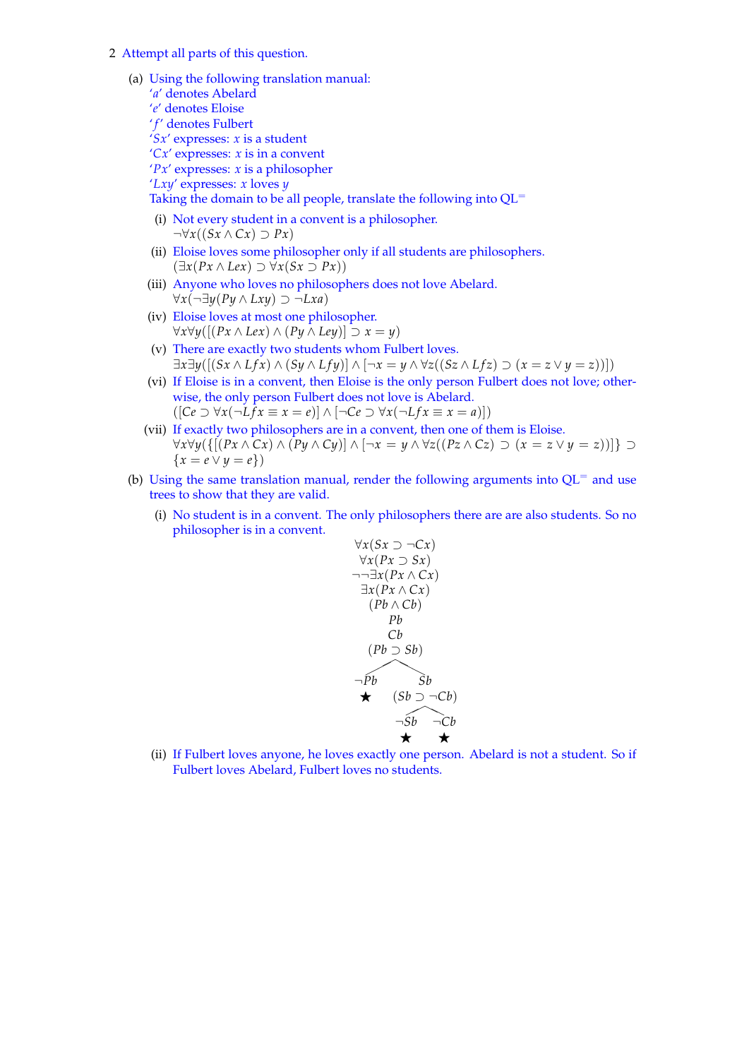2 Attempt all parts of this question.

(a) Using the following translation manual:
'$a$' denotes Abelard
'$e$' denotes Eloise
'$f$' denotes Fulbert
'$Sx$' expresses: $x$ is a student
'$Cx$' expresses: $x$ is in a convent
'$Px$' expresses: $x$ is a philosopher
'$Lxy$' expresses: $x$ loves $y$
Taking the domain to be all people, translate the following into QL$^=$

(i) Not every student in a convent is a philosopher.
$\neg\forall x((Sx \wedge Cx) \supset Px)$

(ii) Eloise loves some philosopher only if all students are philosophers.
$(\exists x(Px \wedge Lex) \supset \forall x(Sx \supset Px))$

(iii) Anyone who loves no philosophers does not love Abelard.
$\forall x(\neg\exists y(Py \wedge Lxy) \supset \neg Lxa)$

(iv) Eloise loves at most one philosopher.
$\forall x\forall y([(Px \wedge Lex) \wedge (Py \wedge Ley)] \supset x = y)$

(v) There are exactly two students whom Fulbert loves.
$\exists x\exists y([(Sx \wedge Lfx) \wedge (Sy \wedge Lfy)] \wedge [\neg x = y \wedge \forall z((Sz \wedge Lfz) \supset (x = z \vee y = z))])$

(vi) If Eloise is in a convent, then Eloise is the only person Fulbert does not love; otherwise, the only person Fulbert does not love is Abelard.
$([Ce \supset \forall x(\neg Lfx \equiv x = e)] \wedge [\neg Ce \supset \forall x(\neg Lfx \equiv x = a)])$

(vii) If exactly two philosophers are in a convent, then one of them is Eloise.
$\forall x\forall y(\{[(Px \wedge Cx) \wedge (Py \wedge Cy)] \wedge [\neg x = y \wedge \forall z((Pz \wedge Cz) \supset (x = z \vee y = z))]\} \supset \{x = e \vee y = e\})$

(b) Using the same translation manual, render the following arguments into QL$^=$ and use trees to show that they are valid.

(i) No student is in a convent. The only philosophers there are are also students. So no philosopher is in a convent.

$$\forall x(Sx \supset \neg Cx)$$
$$\forall x(Px \supset Sx)$$
$$\neg\neg\exists x(Px \wedge Cx)$$
$$\exists x(Px \wedge Cx)$$
$$(Pb \wedge Cb)$$
$$Pb$$
$$Cb$$
$$(Pb \supset Sb)$$

Left branch: $\neg Pb$ ★

Right branch: $Sb$
$(Sb \supset \neg Cb)$
- $\neg Sb$ ★
- $\neg Cb$ ★

(ii) If Fulbert loves anyone, he loves exactly one person. Abelard is not a student. So if Fulbert loves Abelard, Fulbert loves no students.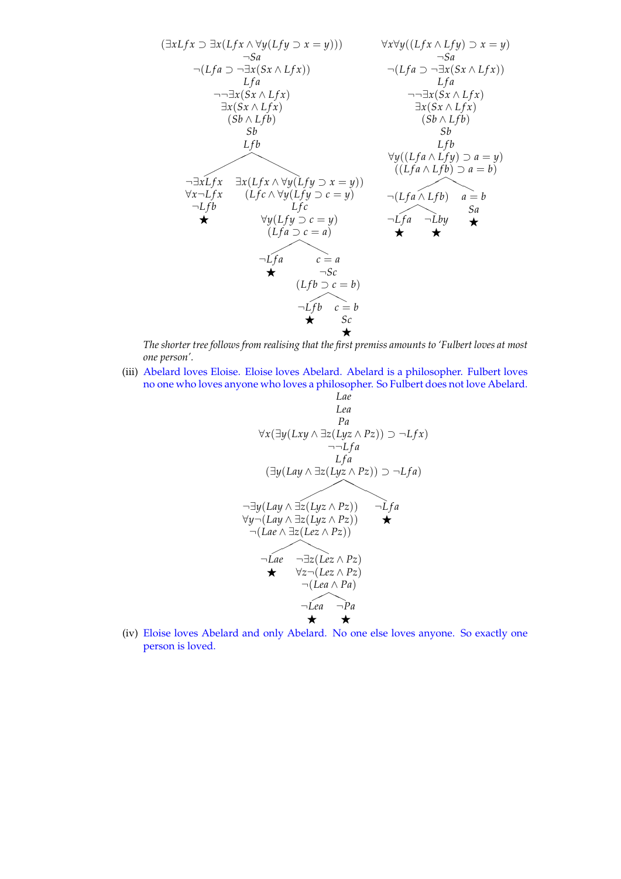**Left tree:**

$(\exists x Lfx \supset \exists x(Lfx \wedge \forall y(Lfy \supset x = y)))$
$\neg Sa$
$\neg(Lfa \supset \neg\exists x(Sx \wedge Lfx))$
$Lfa$
$\neg\neg\exists x(Sx \wedge Lfx)$
$\exists x(Sx \wedge Lfx)$
$(Sb \wedge Lfb)$
$Sb$
$Lfb$

- Left branch: $\neg\exists x Lfx$, $\forall x \neg Lfx$, $\neg Lfb$ ★
- Right branch: $\exists x(Lfx \wedge \forall y(Lfy \supset x = y))$, $(Lfc \wedge \forall y(Lfy \supset c = y))$, $Lfc$, $\forall y(Lfy \supset c = y)$, $(Lfa \supset c = a)$
  - $\neg Lfa$ ★
  - $c = a$, $\neg Sc$, $(Lfb \supset c = b)$
    - $\neg Lfb$ ★
    - $c = b$, $Sc$ ★

**Right tree:**

$\forall x \forall y((Lfx \wedge Lfy) \supset x = y)$
$\neg Sa$
$\neg(Lfa \supset \neg\exists x(Sx \wedge Lfx))$
$Lfa$
$\neg\neg\exists x(Sx \wedge Lfx)$
$\exists x(Sx \wedge Lfx)$
$(Sb \wedge Lfb)$
$Sb$
$Lfb$
$\forall y((Lfa \wedge Lfy) \supset a = y)$
$((Lfa \wedge Lfb) \supset a = b)$

- $\neg(Lfa \wedge Lfb)$
  - $\neg Lfa$ ★
  - $\neg Lby$ ★
- $a = b$, $Sa$ ★

*The shorter tree follows from realising that the first premiss amounts to 'Fulbert loves at most one person'.*

(iii) Abelard loves Eloise. Eloise loves Abelard. Abelard is a philosopher. Fulbert loves no one who loves anyone who loves a philosopher. So Fulbert does not love Abelard.

$Lae$
$Lea$
$Pa$
$\forall x(\exists y(Lxy \wedge \exists z(Lyz \wedge Pz)) \supset \neg Lfx)$
$\neg\neg Lfa$
$Lfa$
$(\exists y(Lay \wedge \exists z(Lyz \wedge Pz)) \supset \neg Lfa)$

- $\neg\exists y(Lay \wedge \exists z(Lyz \wedge Pz))$, $\forall y \neg(Lay \wedge \exists z(Lyz \wedge Pz))$, $\neg(Lae \wedge \exists z(Lez \wedge Pz))$
  - $\neg Lae$ ★
  - $\neg\exists z(Lez \wedge Pz)$, $\forall z \neg(Lez \wedge Pz)$, $\neg(Lea \wedge Pa)$
    - $\neg Lea$ ★
    - $\neg Pa$ ★
- $\neg Lfa$ ★

(iv) Eloise loves Abelard and only Abelard. No one else loves anyone. So exactly one person is loved.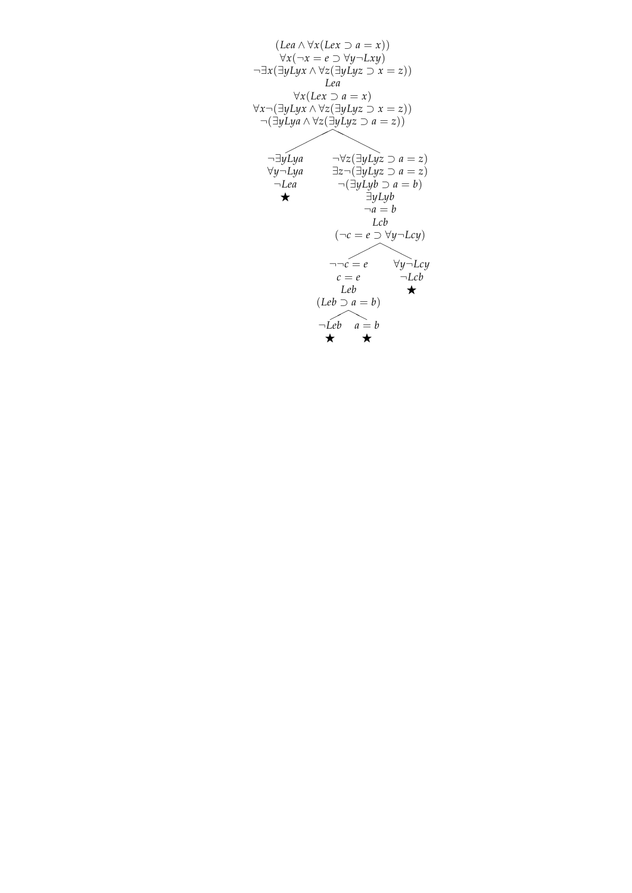$$(Lea \wedge \forall x(Lex \supset a = x))$$
$$\forall x(\neg x = e \supset \forall y \neg Lxy)$$
$$\neg \exists x(\exists y Lyx \wedge \forall z(\exists y Lyz \supset x = z))$$
$$Lea$$
$$\forall x(Lex \supset a = x)$$
$$\forall x \neg(\exists y Lyx \wedge \forall z(\exists y Lyz \supset x = z))$$
$$\neg(\exists y Lya \wedge \forall z(\exists y Lyz \supset a = z))$$

Left branch:

$$\neg \exists y Lya$$
$$\forall y \neg Lya$$
$$\neg Lea$$
$$\bigstar$$

Right branch:

$$\neg \forall z(\exists y Lyz \supset a = z)$$
$$\exists z \neg(\exists y Lyz \supset a = z)$$
$$\neg(\exists y Lyb \supset a = b)$$
$$\exists y Lyb$$
$$\neg a = b$$
$$Lcb$$
$$(\neg c = e \supset \forall y \neg Lcy)$$

Right branch, left sub-branch:

$$\neg\neg c = e$$
$$c = e$$
$$Leb$$
$$(Leb \supset a = b)$$

- $\neg Leb$ $\bigstar$
- $a = b$ $\bigstar$

Right branch, right sub-branch:

$$\forall y \neg Lcy$$
$$\neg Lcb$$
$$\bigstar$$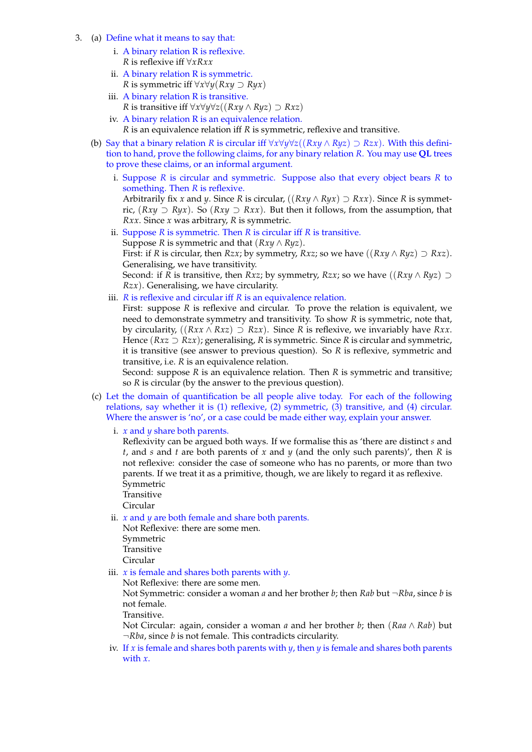3. (a) Define what it means to say that:

   i. A binary relation R is reflexive.
   $R$ is reflexive iff $\forall x Rxx$

   ii. A binary relation R is symmetric.
   $R$ is symmetric iff $\forall x \forall y (Rxy \supset Ryx)$

   iii. A binary relation R is transitive.
   $R$ is transitive iff $\forall x \forall y \forall z ((Rxy \wedge Ryz) \supset Rxz)$

   iv. A binary relation R is an equivalence relation.
   $R$ is an equivalence relation iff $R$ is symmetric, reflexive and transitive.

   (b) Say that a binary relation $R$ is circular iff $\forall x \forall y \forall z ((Rxy \wedge Ryz) \supset Rzx)$. With this definition to hand, prove the following claims, for any binary relation $R$. You may use **QL** trees to prove these claims, or an informal argument.

   i. Suppose $R$ is circular and symmetric. Suppose also that every object bears $R$ to something. Then $R$ is reflexive.
   Arbitrarily fix $x$ and $y$. Since $R$ is circular, $((Rxy \wedge Ryx) \supset Rxx)$. Since $R$ is symmetric, $(Rxy \supset Ryx)$. So $(Rxy \supset Rxx)$. But then it follows, from the assumption, that $Rxx$. Since $x$ was arbitrary, $R$ is symmetric.

   ii. Suppose $R$ is symmetric. Then $R$ is circular iff $R$ is transitive.
   Suppose $R$ is symmetric and that $(Rxy \wedge Ryz)$.
   First: if $R$ is circular, then $Rzx$; by symmetry, $Rxz$; so we have $((Rxy \wedge Ryz) \supset Rxz)$. Generalising, we have transitivity.
   Second: if $R$ is transitive, then $Rxz$; by symmetry, $Rzx$; so we have $((Rxy \wedge Ryz) \supset Rzx)$. Generalising, we have circularity.

   iii. $R$ is reflexive and circular iff $R$ is an equivalence relation.
   First: suppose $R$ is reflexive and circular. To prove the relation is equivalent, we need to demonstrate symmetry and transitivity. To show $R$ is symmetric, note that, by circularity, $((Rxx \wedge Rxz) \supset Rzx)$. Since $R$ is reflexive, we invariably have $Rxx$. Hence $(Rxz \supset Rzx)$; generalising, $R$ is symmetric. Since $R$ is circular and symmetric, it is transitive (see answer to previous question). So $R$ is reflexive, symmetric and transitive, i.e. $R$ is an equivalence relation.
   Second: suppose $R$ is an equivalence relation. Then $R$ is symmetric and transitive; so $R$ is circular (by the answer to the previous question).

   (c) Let the domain of quantification be all people alive today. For each of the following relations, say whether it is (1) reflexive, (2) symmetric, (3) transitive, and (4) circular. Where the answer is 'no', or a case could be made either way, explain your answer.

   i. $x$ and $y$ share both parents.
   Reflexivity can be argued both ways. If we formalise this as 'there are distinct $s$ and $t$, and $s$ and $t$ are both parents of $x$ and $y$ (and the only such parents)', then $R$ is not reflexive: consider the case of someone who has no parents, or more than two parents. If we treat it as a primitive, though, we are likely to regard it as reflexive.
   Symmetric
   Transitive
   Circular

   ii. $x$ and $y$ are both female and share both parents.
   Not Reflexive: there are some men.
   Symmetric
   Transitive
   Circular

   iii. $x$ is female and shares both parents with $y$.
   Not Reflexive: there are some men.
   Not Symmetric: consider a woman $a$ and her brother $b$; then $Rab$ but $\neg Rba$, since $b$ is not female.
   Transitive.
   Not Circular: again, consider a woman $a$ and her brother $b$; then $(Raa \wedge Rab)$ but $\neg Rba$, since $b$ is not female. This contradicts circularity.

   iv. If $x$ is female and shares both parents with $y$, then $y$ is female and shares both parents with $x$.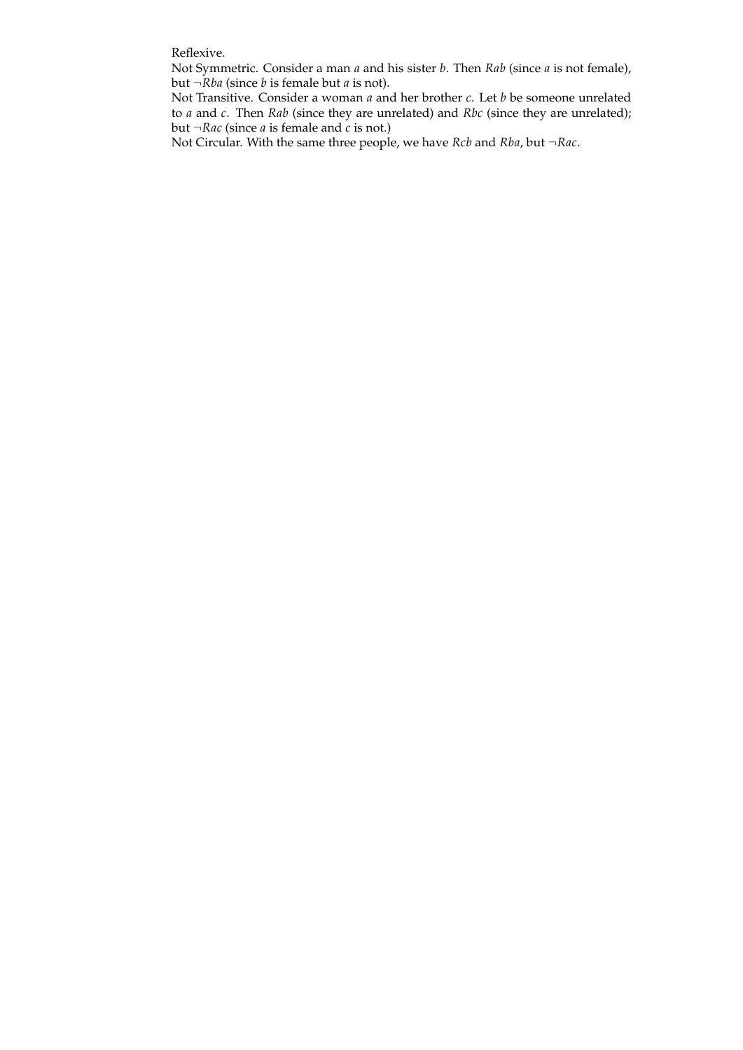Reflexive.

Not Symmetric. Consider a man $a$ and his sister $b$. Then $Rab$ (since $a$ is not female), but $\neg Rba$ (since $b$ is female but $a$ is not).

Not Transitive. Consider a woman $a$ and her brother $c$. Let $b$ be someone unrelated to $a$ and $c$. Then $Rab$ (since they are unrelated) and $Rbc$ (since they are unrelated); but $\neg Rac$ (since $a$ is female and $c$ is not.)

Not Circular. With the same three people, we have $Rcb$ and $Rba$, but $\neg Rac$.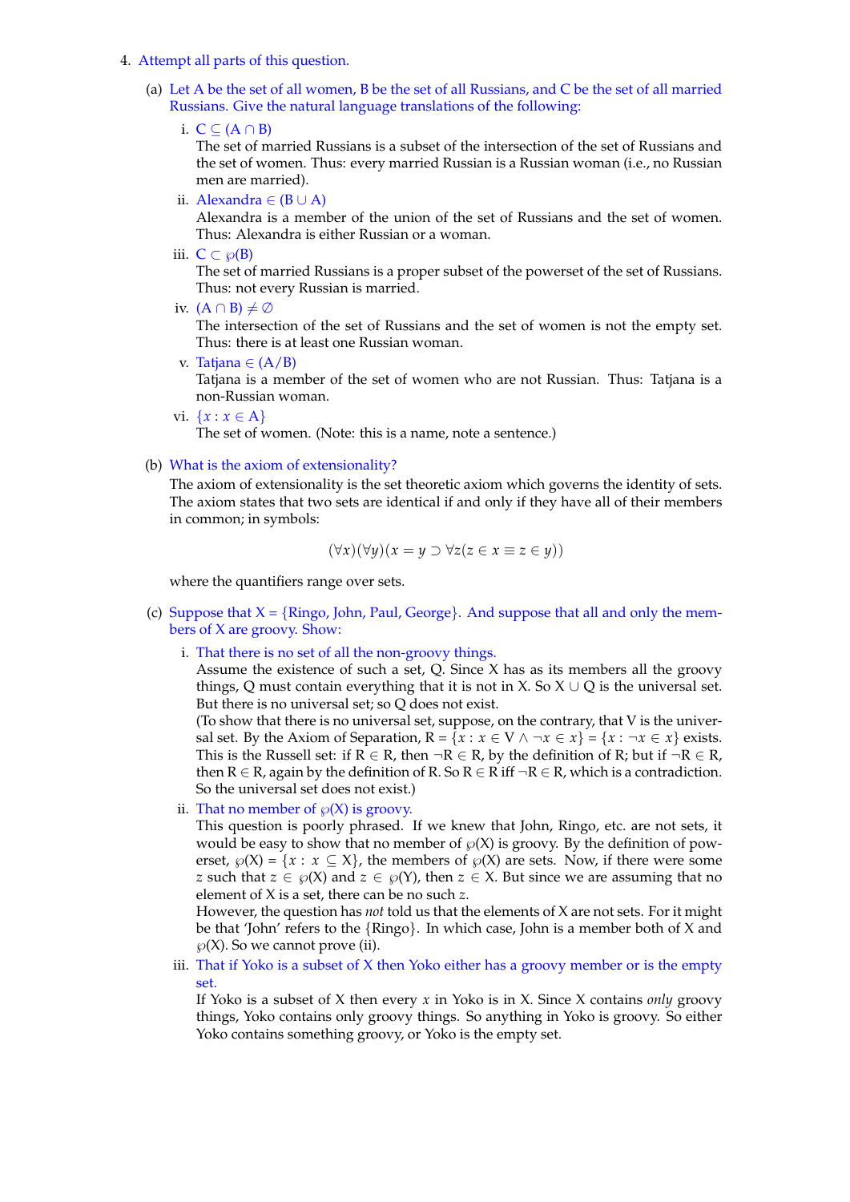4. Attempt all parts of this question.

   (a) Let A be the set of all women, B be the set of all Russians, and C be the set of all married Russians. Give the natural language translations of the following:

      i. $C \subseteq (A \cap B)$
      The set of married Russians is a subset of the intersection of the set of Russians and the set of women. Thus: every married Russian is a Russian woman (i.e., no Russian men are married).

      ii. Alexandra $\in (B \cup A)$
      Alexandra is a member of the union of the set of Russians and the set of women. Thus: Alexandra is either Russian or a woman.

      iii. $C \subset \wp(B)$
      The set of married Russians is a proper subset of the powerset of the set of Russians. Thus: not every Russian is married.

      iv. $(A \cap B) \neq \emptyset$
      The intersection of the set of Russians and the set of women is not the empty set. Thus: there is at least one Russian woman.

      v. Tatjana $\in (A/B)$
      Tatjana is a member of the set of women who are not Russian. Thus: Tatjana is a non-Russian woman.

      vi. $\{x : x \in A\}$
      The set of women. (Note: this is a name, note a sentence.)

   (b) What is the axiom of extensionality?
   The axiom of extensionality is the set theoretic axiom which governs the identity of sets. The axiom states that two sets are identical if and only if they have all of their members in common; in symbols:

$$(\forall x)(\forall y)(x = y \supset \forall z(z \in x \equiv z \in y))$$

   where the quantifiers range over sets.

   (c) Suppose that X = {Ringo, John, Paul, George}. And suppose that all and only the members of X are groovy. Show:

      i. That there is no set of all the non-groovy things.
      Assume the existence of such a set, Q. Since X has as its members all the groovy things, Q must contain everything that it is not in X. So $X \cup Q$ is the universal set. But there is no universal set; so Q does not exist.
      (To show that there is no universal set, suppose, on the contrary, that V is the universal set. By the Axiom of Separation, $R = \{x : x \in V \wedge \neg x \in x\} = \{x : \neg x \in x\}$ exists. This is the Russell set: if $R \in R$, then $\neg R \in R$, by the definition of R; but if $\neg R \in R$, then $R \in R$, again by the definition of R. So $R \in R$ iff $\neg R \in R$, which is a contradiction. So the universal set does not exist.)

      ii. That no member of $\wp(X)$ is groovy.
      This question is poorly phrased. If we knew that John, Ringo, etc. are not sets, it would be easy to show that no member of $\wp(X)$ is groovy. By the definition of powerset, $\wp(X) = \{x : x \subseteq X\}$, the members of $\wp(X)$ are sets. Now, if there were some $z$ such that $z \in \wp(X)$ and $z \in \wp(Y)$, then $z \in X$. But since we are assuming that no element of X is a set, there can be no such $z$.
      However, the question has *not* told us that the elements of X are not sets. For it might be that 'John' refers to the {Ringo}. In which case, John is a member both of X and $\wp(X)$. So we cannot prove (ii).

      iii. That if Yoko is a subset of X then Yoko either has a groovy member or is the empty set.
      If Yoko is a subset of X then every $x$ in Yoko is in X. Since X contains *only* groovy things, Yoko contains only groovy things. So anything in Yoko is groovy. So either Yoko contains something groovy, or Yoko is the empty set.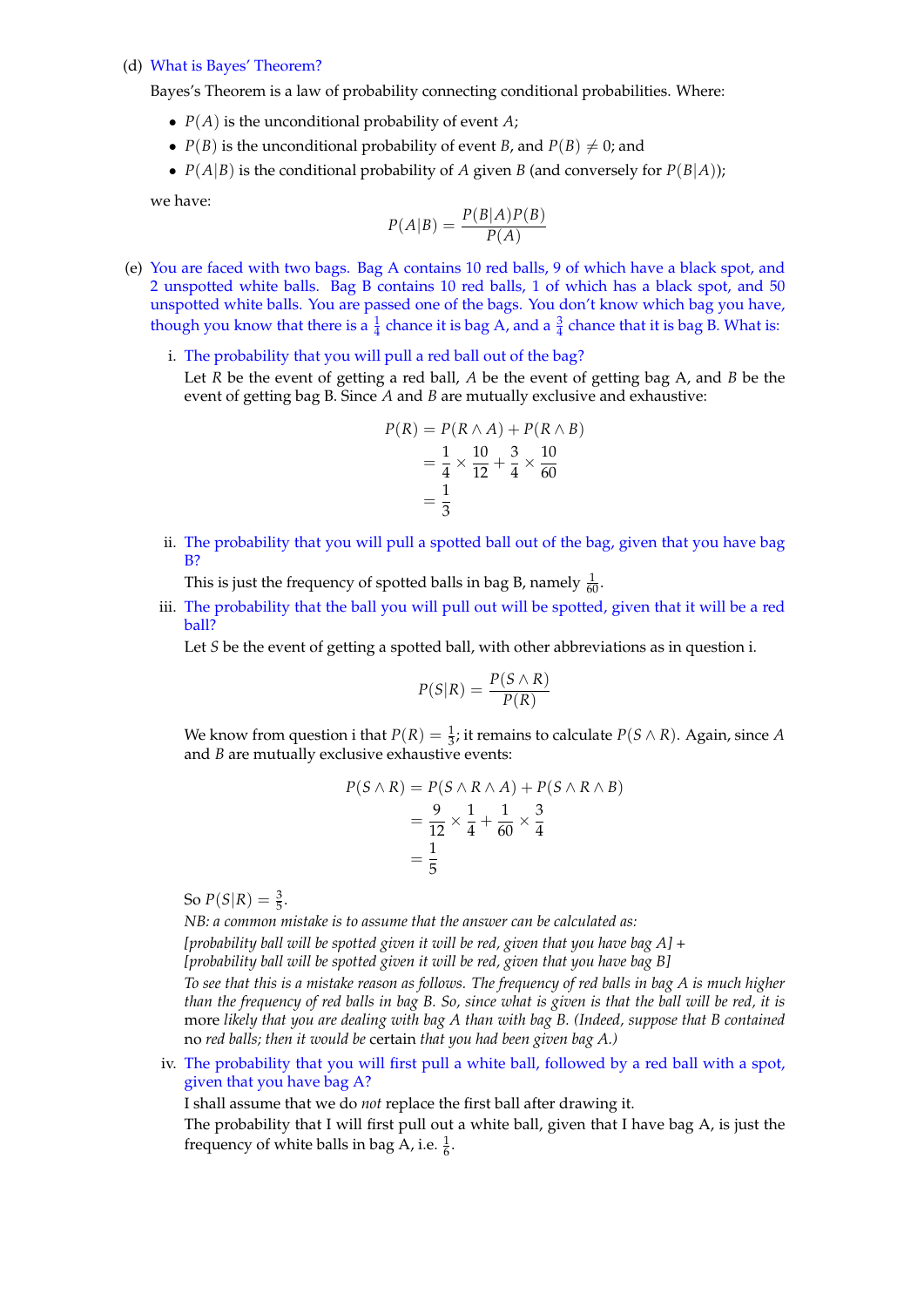(d) What is Bayes' Theorem?

Bayes's Theorem is a law of probability connecting conditional probabilities. Where:

- $P(A)$ is the unconditional probability of event $A$;
- $P(B)$ is the unconditional probability of event $B$, and $P(B) \neq 0$; and
- $P(A|B)$ is the conditional probability of $A$ given $B$ (and conversely for $P(B|A)$);

we have:

$$P(A|B) = \frac{P(B|A)P(B)}{P(A)}$$

(e) You are faced with two bags. Bag A contains 10 red balls, 9 of which have a black spot, and 2 unspotted white balls. Bag B contains 10 red balls, 1 of which has a black spot, and 50 unspotted white balls. You are passed one of the bags. You don't know which bag you have, though you know that there is a $\frac{1}{4}$ chance it is bag A, and a $\frac{3}{4}$ chance that it is bag B. What is:

i. The probability that you will pull a red ball out of the bag?

Let $R$ be the event of getting a red ball, $A$ be the event of getting bag A, and $B$ be the event of getting bag B. Since $A$ and $B$ are mutually exclusive and exhaustive:

$$\begin{aligned} P(R) &= P(R \wedge A) + P(R \wedge B) \\ &= \frac{1}{4} \times \frac{10}{12} + \frac{3}{4} \times \frac{10}{60} \\ &= \frac{1}{3} \end{aligned}$$

ii. The probability that you will pull a spotted ball out of the bag, given that you have bag B?

This is just the frequency of spotted balls in bag B, namely $\frac{1}{60}$.

iii. The probability that the ball you will pull out will be spotted, given that it will be a red ball?

Let $S$ be the event of getting a spotted ball, with other abbreviations as in question i.

$$P(S|R) = \frac{P(S \wedge R)}{P(R)}$$

We know from question i that $P(R) = \frac{1}{3}$; it remains to calculate $P(S \wedge R)$. Again, since $A$ and $B$ are mutually exclusive exhaustive events:

$$\begin{aligned} P(S \wedge R) &= P(S \wedge R \wedge A) + P(S \wedge R \wedge B) \\ &= \frac{9}{12} \times \frac{1}{4} + \frac{1}{60} \times \frac{3}{4} \\ &= \frac{1}{5} \end{aligned}$$

So $P(S|R) = \frac{3}{5}$.

*NB: a common mistake is to assume that the answer can be calculated as:*
*[probability ball will be spotted given it will be red, given that you have bag A] +*
*[probability ball will be spotted given it will be red, given that you have bag B]*
*To see that this is a mistake reason as follows. The frequency of red balls in bag A is much higher than the frequency of red balls in bag B. So, since what is given is that the ball will be red, it is* more *likely that you are dealing with bag A than with bag B. (Indeed, suppose that B contained* no *red balls; then it would be* certain *that you had been given bag A.)*

iv. The probability that you will first pull a white ball, followed by a red ball with a spot, given that you have bag A?

I shall assume that we do *not* replace the first ball after drawing it.

The probability that I will first pull out a white ball, given that I have bag A, is just the frequency of white balls in bag A, i.e. $\frac{1}{6}$.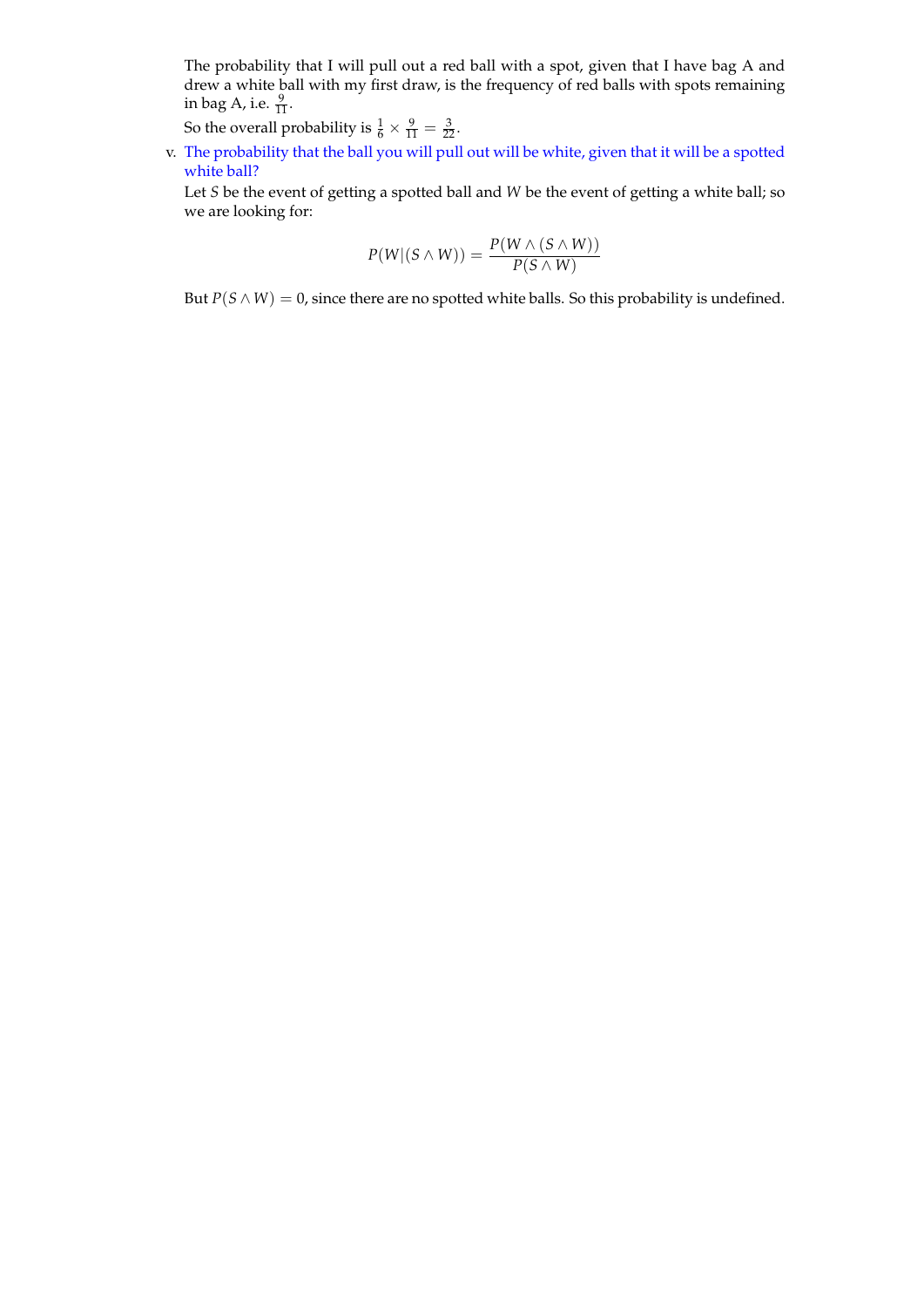The probability that I will pull out a red ball with a spot, given that I have bag A and drew a white ball with my first draw, is the frequency of red balls with spots remaining in bag A, i.e. $\frac{9}{11}$.

So the overall probability is $\frac{1}{6} \times \frac{9}{11} = \frac{3}{22}$.

v. The probability that the ball you will pull out will be white, given that it will be a spotted white ball?

Let $S$ be the event of getting a spotted ball and $W$ be the event of getting a white ball; so we are looking for:

$$P(W|(S \wedge W)) = \frac{P(W \wedge (S \wedge W))}{P(S \wedge W)}$$

But $P(S \wedge W) = 0$, since there are no spotted white balls. So this probability is undefined.